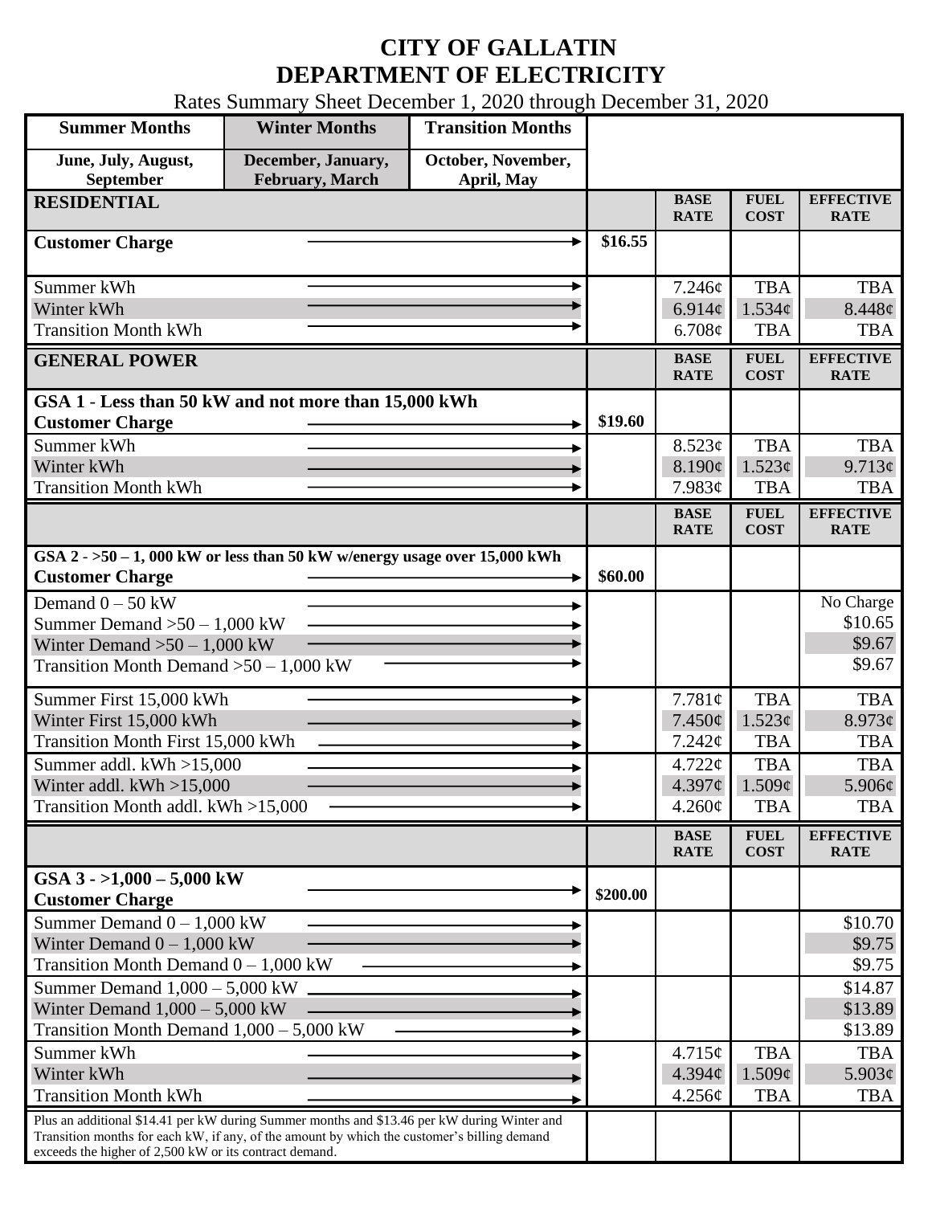# CITY OF GALLATIN
# DEPARTMENT OF ELECTRICITY

Rates Summary Sheet December 1, 2020 through December 31, 2020

| Summer Months | Winter Months | Transition Months | | | | |
|---|---|---|---|---|---|---|
| June, July, August, September | December, January, February, March | October, November, April, May | | | | |

| RESIDENTIAL | | BASE RATE | FUEL COST | EFFECTIVE RATE |
|---|---|---|---|---|
| Customer Charge | $16.55 | | | |
| Summer kWh | | 7.246¢ | TBA | TBA |
| Winter kWh | | 6.914¢ | 1.534¢ | 8.448¢ |
| Transition Month kWh | | 6.708¢ | TBA | TBA |

| GENERAL POWER | | BASE RATE | FUEL COST | EFFECTIVE RATE |
|---|---|---|---|---|
| **GSA 1 - Less than 50 kW and not more than 15,000 kWh** | | | | |
| Customer Charge | $19.60 | | | |
| Summer kWh | | 8.523¢ | TBA | TBA |
| Winter kWh | | 8.190¢ | 1.523¢ | 9.713¢ |
| Transition Month kWh | | 7.983¢ | TBA | TBA |

| | | BASE RATE | FUEL COST | EFFECTIVE RATE |
|---|---|---|---|---|
| **GSA 2 - >50 – 1, 000 kW or less than 50 kW w/energy usage over 15,000 kWh** | | | | |
| Customer Charge | $60.00 | | | |
| Demand 0 – 50 kW | | | | No Charge |
| Summer Demand >50 – 1,000 kW | | | | $10.65 |
| Winter Demand >50 – 1,000 kW | | | | $9.67 |
| Transition Month Demand >50 – 1,000 kW | | | | $9.67 |
| Summer First 15,000 kWh | | 7.781¢ | TBA | TBA |
| Winter First 15,000 kWh | | 7.450¢ | 1.523¢ | 8.973¢ |
| Transition Month First 15,000 kWh | | 7.242¢ | TBA | TBA |
| Summer addl. kWh >15,000 | | 4.722¢ | TBA | TBA |
| Winter addl. kWh >15,000 | | 4.397¢ | 1.509¢ | 5.906¢ |
| Transition Month addl. kWh >15,000 | | 4.260¢ | TBA | TBA |

| | | BASE RATE | FUEL COST | EFFECTIVE RATE |
|---|---|---|---|---|
| **GSA 3 - >1,000 – 5,000 kW** | | | | |
| Customer Charge | $200.00 | | | |
| Summer Demand 0 – 1,000 kW | | | | $10.70 |
| Winter Demand 0 – 1,000 kW | | | | $9.75 |
| Transition Month Demand 0 – 1,000 kW | | | | $9.75 |
| Summer Demand 1,000 – 5,000 kW | | | | $14.87 |
| Winter Demand 1,000 – 5,000 kW | | | | $13.89 |
| Transition Month Demand 1,000 – 5,000 kW | | | | $13.89 |
| Summer kWh | | 4.715¢ | TBA | TBA |
| Winter kWh | | 4.394¢ | 1.509¢ | 5.903¢ |
| Transition Month kWh | | 4.256¢ | TBA | TBA |
| Plus an additional $14.41 per kW during Summer months and $13.46 per kW during Winter and Transition months for each kW, if any, of the amount by which the customer's billing demand exceeds the higher of 2,500 kW or its contract demand. | | | | |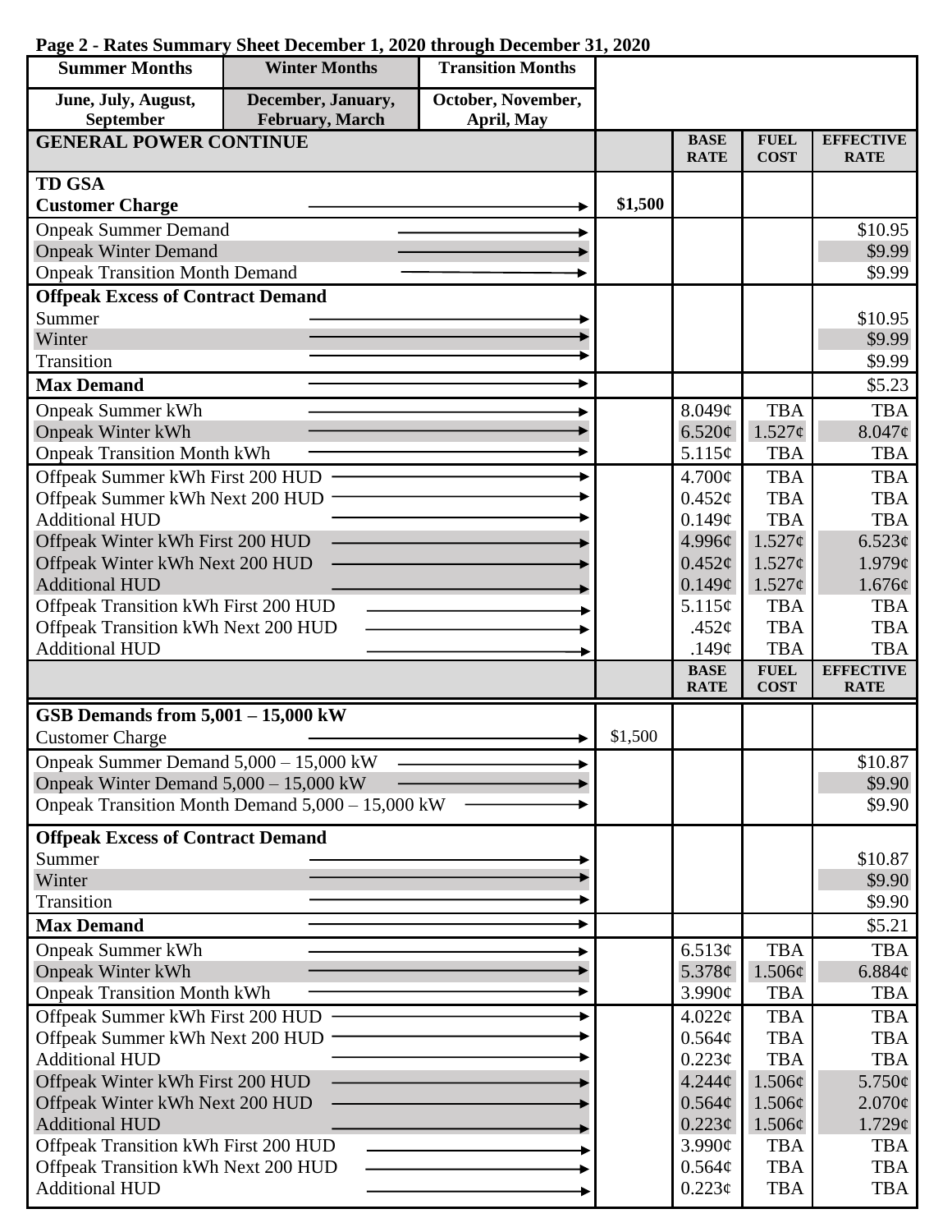**Page 2 - Rates Summary Sheet December 1, 2020 through December 31, 2020**

| Summer Months | Winter Months | Transition Months | | | | |
|---|---|---|---|---|---|---|
| June, July, August, September | December, January, February, March | October, November, April, May | | | | |
| **GENERAL POWER CONTINUE** | | | | **BASE RATE** | **FUEL COST** | **EFFECTIVE RATE** |
| **TD GSA** | | | | | | |
| **Customer Charge** | | | **$1,500** | | | |
| Onpeak Summer Demand | | | | | | $10.95 |
| Onpeak Winter Demand | | | | | | $9.99 |
| Onpeak Transition Month Demand | | | | | | $9.99 |
| **Offpeak Excess of Contract Demand** | | | | | | |
| Summer | | | | | | $10.95 |
| Winter | | | | | | $9.99 |
| Transition | | | | | | $9.99 |
| **Max Demand** | | | | | | $5.23 |
| Onpeak Summer kWh | | | | 8.049¢ | TBA | TBA |
| Onpeak Winter kWh | | | | 6.520¢ | 1.527¢ | 8.047¢ |
| Onpeak Transition Month kWh | | | | 5.115¢ | TBA | TBA |
| Offpeak Summer kWh First 200 HUD | | | | 4.700¢ | TBA | TBA |
| Offpeak Summer kWh Next 200 HUD | | | | 0.452¢ | TBA | TBA |
| Additional HUD | | | | 0.149¢ | TBA | TBA |
| Offpeak Winter kWh First 200 HUD | | | | 4.996¢ | 1.527¢ | 6.523¢ |
| Offpeak Winter kWh Next 200 HUD | | | | 0.452¢ | 1.527¢ | 1.979¢ |
| Additional HUD | | | | 0.149¢ | 1.527¢ | 1.676¢ |
| Offpeak Transition kWh First 200 HUD | | | | 5.115¢ | TBA | TBA |
| Offpeak Transition kWh Next 200 HUD | | | | .452¢ | TBA | TBA |
| Additional HUD | | | | .149¢ | TBA | TBA |
| | | | | **BASE RATE** | **FUEL COST** | **EFFECTIVE RATE** |
| **GSB Demands from 5,001 – 15,000 kW** | | | | | | |
| Customer Charge | | | $1,500 | | | |
| Onpeak Summer Demand 5,000 – 15,000 kW | | | | | | $10.87 |
| Onpeak Winter Demand 5,000 – 15,000 kW | | | | | | $9.90 |
| Onpeak Transition Month Demand 5,000 – 15,000 kW | | | | | | $9.90 |
| **Offpeak Excess of Contract Demand** | | | | | | |
| Summer | | | | | | $10.87 |
| Winter | | | | | | $9.90 |
| Transition | | | | | | $9.90 |
| **Max Demand** | | | | | | $5.21 |
| Onpeak Summer kWh | | | | 6.513¢ | TBA | TBA |
| Onpeak Winter kWh | | | | 5.378¢ | 1.506¢ | 6.884¢ |
| Onpeak Transition Month kWh | | | | 3.990¢ | TBA | TBA |
| Offpeak Summer kWh First 200 HUD | | | | 4.022¢ | TBA | TBA |
| Offpeak Summer kWh Next 200 HUD | | | | 0.564¢ | TBA | TBA |
| Additional HUD | | | | 0.223¢ | TBA | TBA |
| Offpeak Winter kWh First 200 HUD | | | | 4.244¢ | 1.506¢ | 5.750¢ |
| Offpeak Winter kWh Next 200 HUD | | | | 0.564¢ | 1.506¢ | 2.070¢ |
| Additional HUD | | | | 0.223¢ | 1.506¢ | 1.729¢ |
| Offpeak Transition kWh First 200 HUD | | | | 3.990¢ | TBA | TBA |
| Offpeak Transition kWh Next 200 HUD | | | | 0.564¢ | TBA | TBA |
| Additional HUD | | | | 0.223¢ | TBA | TBA |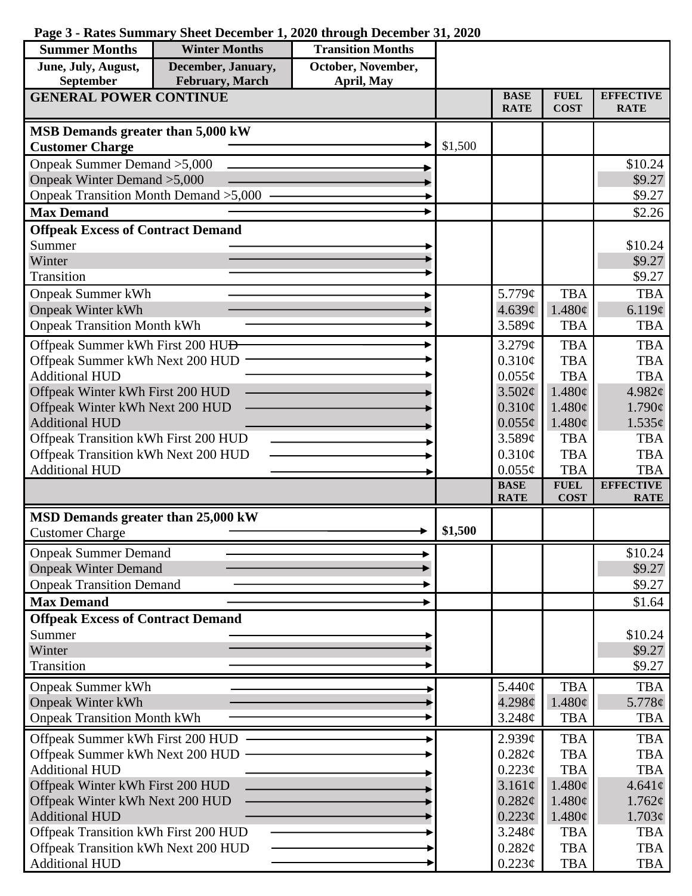**Page 3 - Rates Summary Sheet December 1, 2020 through December 31, 2020**

| Summer Months | Winter Months | Transition Months |
|---|---|---|
| June, July, August, September | December, January, February, March | October, November, April, May |

| GENERAL POWER CONTINUE | | BASE RATE | FUEL COST | EFFECTIVE RATE |
|---|---|---|---|---|
| **MSB Demands greater than 5,000 kW** | | | | |
| **Customer Charge** | $1,500 | | | |
| Onpeak Summer Demand >5,000 | | | | $10.24 |
| Onpeak Winter Demand >5,000 | | | | $9.27 |
| Onpeak Transition Month Demand >5,000 | | | | $9.27 |
| **Max Demand** | | | | $2.26 |
| **Offpeak Excess of Contract Demand** | | | | |
| Summer | | | | $10.24 |
| Winter | | | | $9.27 |
| Transition | | | | $9.27 |
| Onpeak Summer kWh | | 5.779¢ | TBA | TBA |
| Onpeak Winter kWh | | 4.639¢ | 1.480¢ | 6.119¢ |
| Onpeak Transition Month kWh | | 3.589¢ | TBA | TBA |
| Offpeak Summer kWh First 200 HUD | | 3.279¢ | TBA | TBA |
| Offpeak Summer kWh Next 200 HUD | | 0.310¢ | TBA | TBA |
| Additional HUD | | 0.055¢ | TBA | TBA |
| Offpeak Winter kWh First 200 HUD | | 3.502¢ | 1.480¢ | 4.982¢ |
| Offpeak Winter kWh Next 200 HUD | | 0.310¢ | 1.480¢ | 1.790¢ |
| Additional HUD | | 0.055¢ | 1.480¢ | 1.535¢ |
| Offpeak Transition kWh First 200 HUD | | 3.589¢ | TBA | TBA |
| Offpeak Transition kWh Next 200 HUD | | 0.310¢ | TBA | TBA |
| Additional HUD | | 0.055¢ | TBA | TBA |

| | | BASE RATE | FUEL COST | EFFECTIVE RATE |
|---|---|---|---|---|
| **MSD Demands greater than 25,000 kW** | | | | |
| Customer Charge | **$1,500** | | | |
| Onpeak Summer Demand | | | | $10.24 |
| Onpeak Winter Demand | | | | $9.27 |
| Onpeak Transition Demand | | | | $9.27 |
| **Max Demand** | | | | $1.64 |
| **Offpeak Excess of Contract Demand** | | | | |
| Summer | | | | $10.24 |
| Winter | | | | $9.27 |
| Transition | | | | $9.27 |
| Onpeak Summer kWh | | 5.440¢ | TBA | TBA |
| Onpeak Winter kWh | | 4.298¢ | 1.480¢ | 5.778¢ |
| Onpeak Transition Month kWh | | 3.248¢ | TBA | TBA |
| Offpeak Summer kWh First 200 HUD | | 2.939¢ | TBA | TBA |
| Offpeak Summer kWh Next 200 HUD | | 0.282¢ | TBA | TBA |
| Additional HUD | | 0.223¢ | TBA | TBA |
| Offpeak Winter kWh First 200 HUD | | 3.161¢ | 1.480¢ | 4.641¢ |
| Offpeak Winter kWh Next 200 HUD | | 0.282¢ | 1.480¢ | 1.762¢ |
| Additional HUD | | 0.223¢ | 1.480¢ | 1.703¢ |
| Offpeak Transition kWh First 200 HUD | | 3.248¢ | TBA | TBA |
| Offpeak Transition kWh Next 200 HUD | | 0.282¢ | TBA | TBA |
| Additional HUD | | 0.223¢ | TBA | TBA |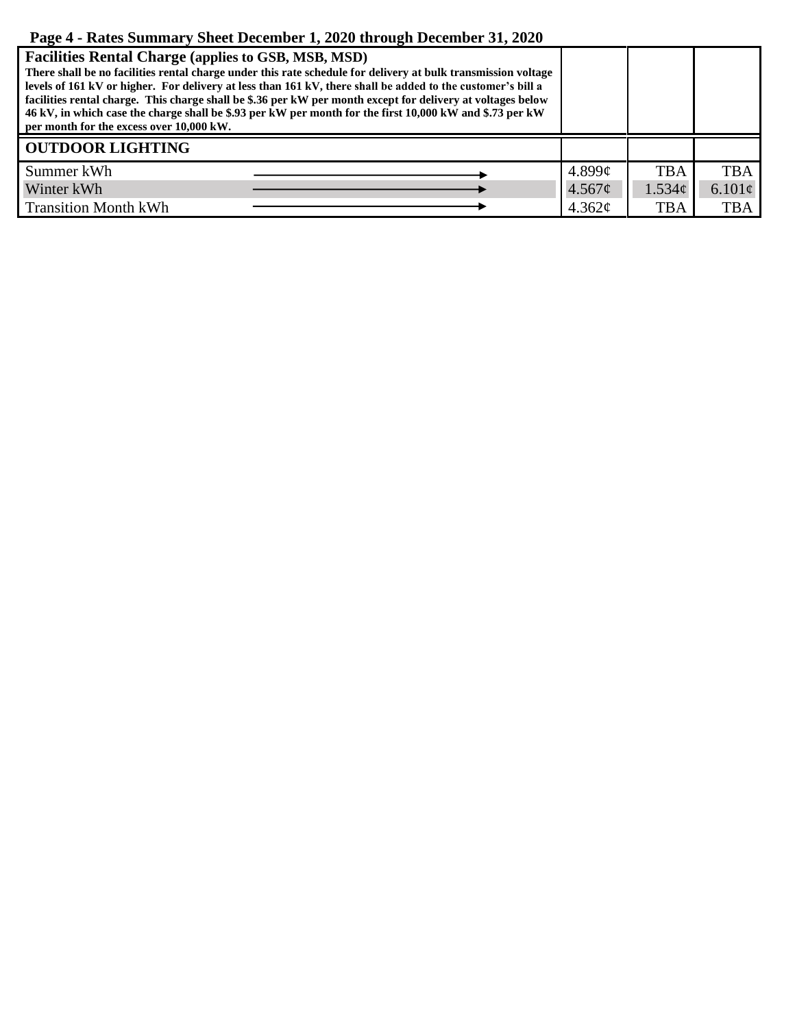## Page 4 - Rates Summary Sheet December 1, 2020 through December 31, 2020

| | | | |
|---|---|---|---|
| **Facilities Rental Charge (applies to GSB, MSB, MSD)**<br>**There shall be no facilities rental charge under this rate schedule for delivery at bulk transmission voltage levels of 161 kV or higher. For delivery at less than 161 kV, there shall be added to the customer's bill a facilities rental charge. This charge shall be $.36 per kW per month except for delivery at voltages below 46 kV, in which case the charge shall be $.93 per kW per month for the first 10,000 kW and $.73 per kW per month for the excess over 10,000 kW.** | | | |
| **OUTDOOR LIGHTING** | | | |
| Summer kWh ⟶ | 4.899¢ | TBA | TBA |
| Winter kWh ⟶ | 4.567¢ | 1.534¢ | 6.101¢ |
| Transition Month kWh ⟶ | 4.362¢ | TBA | TBA |